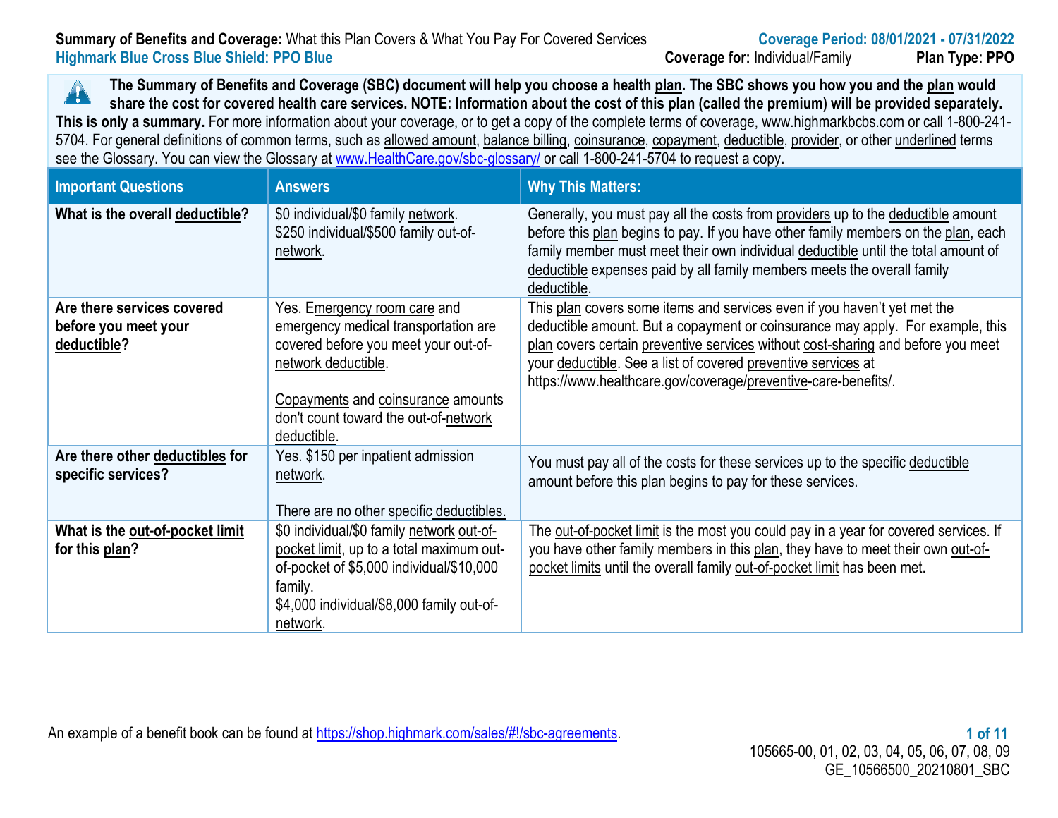**Summary of Benefits and Coverage:** What this Plan Covers & What You Pay For Covered Services

**Highmark Blue Cross Blue Shield: PPO Blue**

**Coverage Period: 08/01/2021 - 07/31/2022**

**Coverage for:** Individual/Family **Plan Type: PPO**

**The Summary of Benefits and Coverage (SBC) document will help you choose a health plan. The SBC shows you how you and the plan would share the cost for covered health care services. NOTE: Information about the cost of this plan (called the premium) will be provided separately. This is only a summary.** For more information about your coverage, or to get a copy of the complete terms of coverage, www.highmarkbcbs.com or call 1-800-241-5704. For general definitions of common terms, such as allowed amount, balance billing, coinsurance, copayment, deductible, provider, or other underlined terms see the Glossary. You can view the Glossary at www.HealthCare.gov/sbc-glossary/ or call 1-800-241-5704 to request a copy.

| Important Questions | Answers | Why This Matters: |
|---|---|---|
| **What is the overall deductible?** | $0 individual/$0 family network.<br>$250 individual/$500 family out-of-network. | Generally, you must pay all the costs from providers up to the deductible amount before this plan begins to pay. If you have other family members on the plan, each family member must meet their own individual deductible until the total amount of deductible expenses paid by all family members meets the overall family deductible. |
| **Are there services covered before you meet your deductible?** | Yes. Emergency room care and emergency medical transportation are covered before you meet your out-of-network deductible.<br><br>Copayments and coinsurance amounts don't count toward the out-of-network deductible. | This plan covers some items and services even if you haven't yet met the deductible amount. But a copayment or coinsurance may apply. For example, this plan covers certain preventive services without cost-sharing and before you meet your deductible. See a list of covered preventive services at https://www.healthcare.gov/coverage/preventive-care-benefits/. |
| **Are there other deductibles for specific services?** | Yes. $150 per inpatient admission network.<br><br>There are no other specific deductibles. | You must pay all of the costs for these services up to the specific deductible amount before this plan begins to pay for these services. |
| **What is the out-of-pocket limit for this plan?** | $0 individual/$0 family network out-of-pocket limit, up to a total maximum out-of-pocket of $5,000 individual/$10,000 family.<br>$4,000 individual/$8,000 family out-of-network. | The out-of-pocket limit is the most you could pay in a year for covered services. If you have other family members in this plan, they have to meet their own out-of-pocket limits until the overall family out-of-pocket limit has been met. |

An example of a benefit book can be found at https://shop.highmark.com/sales/#!/sbc-agreements.

105665-00, 01, 02, 03, 04, 05, 06, 07, 08, 09
GE_10566500_20210801_SBC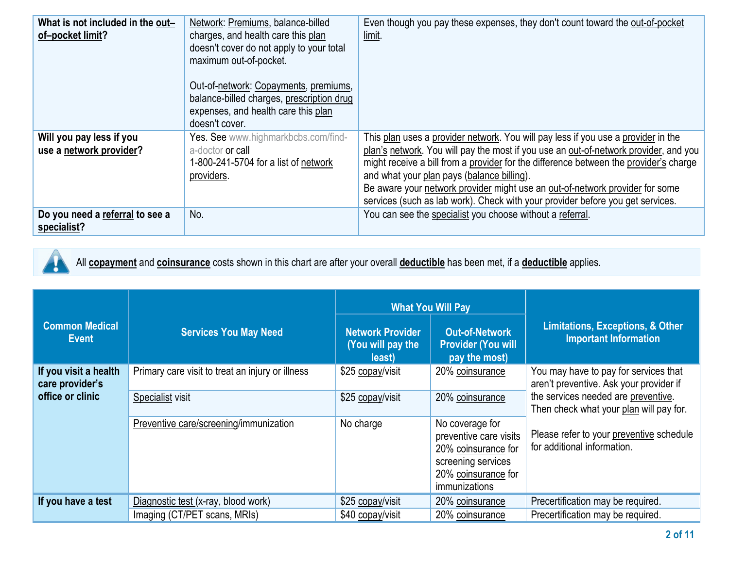| What is not included in the out–of–pocket limit? | Network: Premiums, balance-billed charges, and health care this plan doesn't cover do not apply to your total maximum out-of-pocket.<br><br>Out-of-network: Copayments, premiums, balance-billed charges, prescription drug expenses, and health care this plan doesn't cover. | Even though you pay these expenses, they don't count toward the out-of-pocket limit. |
|---|---|---|
| Will you pay less if you use a network provider? | Yes. See www.highmarkbcbs.com/find-a-doctor or call 1-800-241-5704 for a list of network providers. | This plan uses a provider network. You will pay less if you use a provider in the plan's network. You will pay the most if you use an out-of-network provider, and you might receive a bill from a provider for the difference between the provider's charge and what your plan pays (balance billing).<br>Be aware your network provider might use an out-of-network provider for some services (such as lab work). Check with your provider before you get services. |
| Do you need a referral to see a specialist? | No. | You can see the specialist you choose without a referral. |

All **copayment** and **coinsurance** costs shown in this chart are after your overall **deductible** has been met, if a **deductible** applies.

| Common Medical Event | Services You May Need | What You Will Pay | | Limitations, Exceptions, & Other Important Information |
|---|---|---|---|---|
| | | Network Provider (You will pay the least) | Out-of-Network Provider (You will pay the most) | |
| If you visit a health care provider's office or clinic | Primary care visit to treat an injury or illness | $25 copay/visit | 20% coinsurance | You may have to pay for services that aren't preventive. Ask your provider if the services needed are preventive. Then check what your plan will pay for.<br><br>Please refer to your preventive schedule for additional information. |
| | Specialist visit | $25 copay/visit | 20% coinsurance | |
| | Preventive care/screening/immunization | No charge | No coverage for preventive care visits<br>20% coinsurance for screening services<br>20% coinsurance for immunizations | |
| If you have a test | Diagnostic test (x-ray, blood work) | $25 copay/visit | 20% coinsurance | Precertification may be required. |
| | Imaging (CT/PET scans, MRIs) | $40 copay/visit | 20% coinsurance | Precertification may be required. |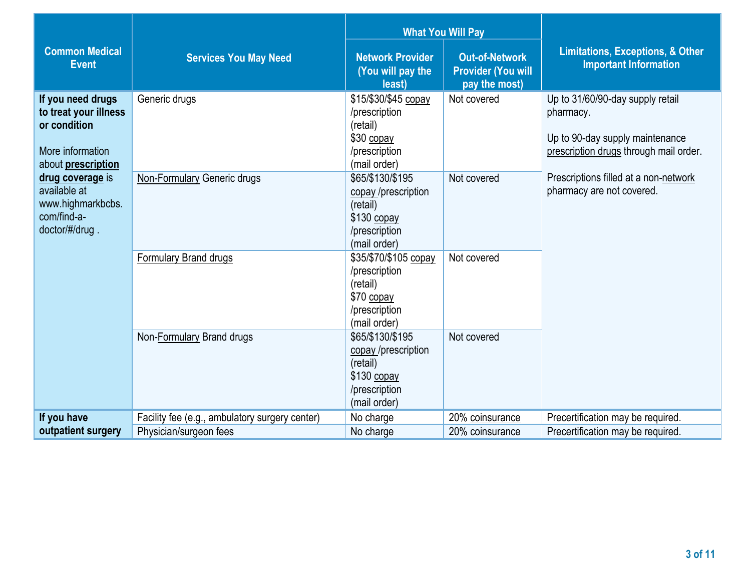| Common Medical Event | Services You May Need | What You Will Pay | | Limitations, Exceptions, & Other Important Information |
|---|---|---|---|---|
| | | Network Provider (You will pay the least) | Out-of-Network Provider (You will pay the most) | |
| **If you need drugs to treat your illness or condition**<br><br>More information about **prescription drug coverage** is available at www.highmarkbcbs.com/find-a-doctor/#/drug . | Generic drugs | $15/$30/$45 copay /prescription (retail)<br>$30 copay /prescription (mail order) | Not covered | Up to 31/60/90-day supply retail pharmacy.<br><br>Up to 90-day supply maintenance prescription drugs through mail order.<br><br>Prescriptions filled at a non-network pharmacy are not covered. |
| | Non-Formulary Generic drugs | $65/$130/$195 copay /prescription (retail)<br>$130 copay /prescription (mail order) | Not covered | |
| | Formulary Brand drugs | $35/$70/$105 copay /prescription (retail)<br>$70 copay /prescription (mail order) | Not covered | |
| | Non-Formulary Brand drugs | $65/$130/$195 copay /prescription (retail)<br>$130 copay /prescription (mail order) | Not covered | |
| **If you have outpatient surgery** | Facility fee (e.g., ambulatory surgery center) | No charge | 20% coinsurance | Precertification may be required. |
| | Physician/surgeon fees | No charge | 20% coinsurance | Precertification may be required. |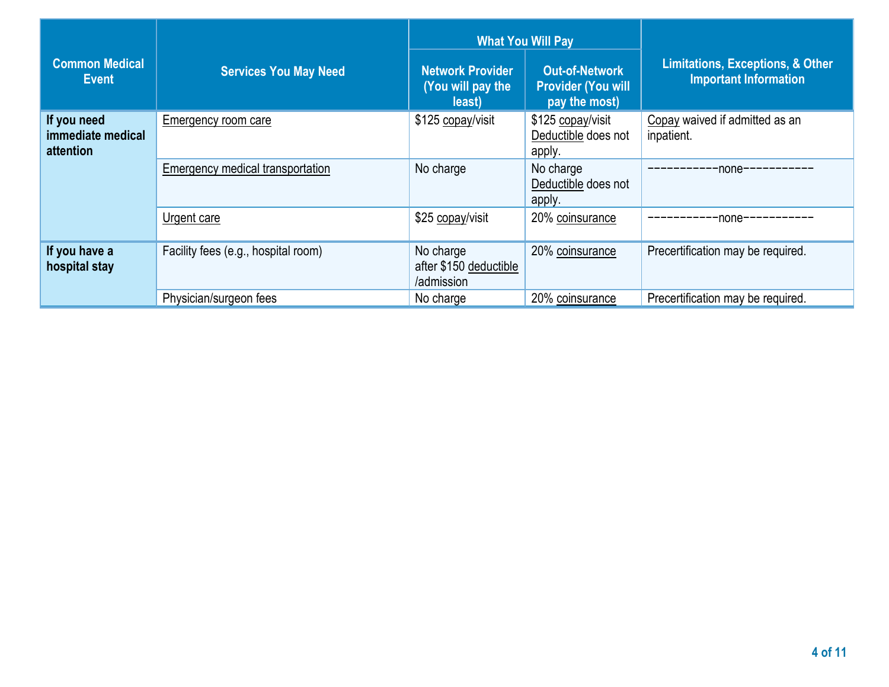| Common Medical Event | Services You May Need | What You Will Pay | | Limitations, Exceptions, & Other Important Information |
|---|---|---|---|---|
| | | Network Provider (You will pay the least) | Out-of-Network Provider (You will pay the most) | |
| **If you need immediate medical attention** | Emergency room care | $125 copay/visit | $125 copay/visit Deductible does not apply. | Copay waived if admitted as an inpatient. |
| | Emergency medical transportation | No charge | No charge Deductible does not apply. | −−−−−−−−−−−none−−−−−−−−−−− |
| | Urgent care | $25 copay/visit | 20% coinsurance | −−−−−−−−−−−none−−−−−−−−−−− |
| **If you have a hospital stay** | Facility fees (e.g., hospital room) | No charge after $150 deductible /admission | 20% coinsurance | Precertification may be required. |
| | Physician/surgeon fees | No charge | 20% coinsurance | Precertification may be required. |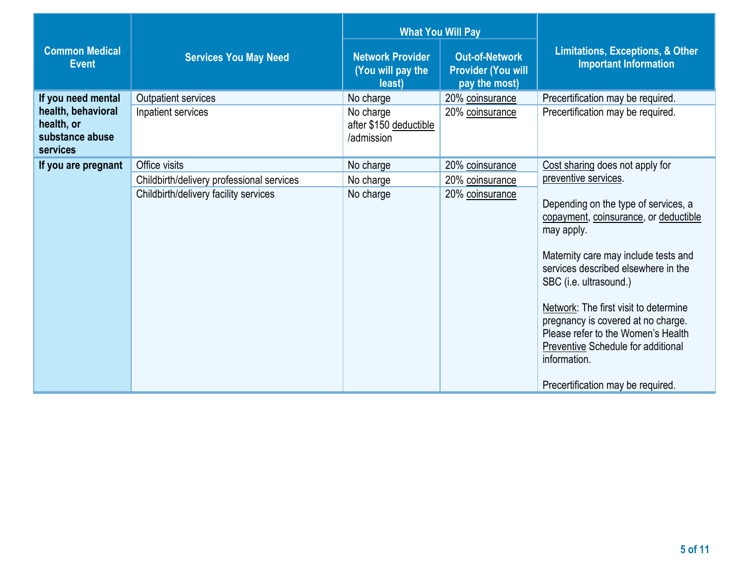| Common Medical Event | Services You May Need | What You Will Pay | | Limitations, Exceptions, & Other Important Information |
|---|---|---|---|---|
| | | Network Provider (You will pay the least) | Out-of-Network Provider (You will pay the most) | |
| If you need mental health, behavioral health, or substance abuse services | Outpatient services | No charge | 20% coinsurance | Precertification may be required. |
| | Inpatient services | No charge after $150 deductible /admission | 20% coinsurance | Precertification may be required. |
| If you are pregnant | Office visits | No charge | 20% coinsurance | Cost sharing does not apply for preventive services.<br><br>Depending on the type of services, a copayment, coinsurance, or deductible may apply.<br><br>Maternity care may include tests and services described elsewhere in the SBC (i.e. ultrasound.)<br><br>Network: The first visit to determine pregnancy is covered at no charge. Please refer to the Women's Health Preventive Schedule for additional information.<br><br>Precertification may be required. |
| | Childbirth/delivery professional services | No charge | 20% coinsurance | |
| | Childbirth/delivery facility services | No charge | 20% coinsurance | |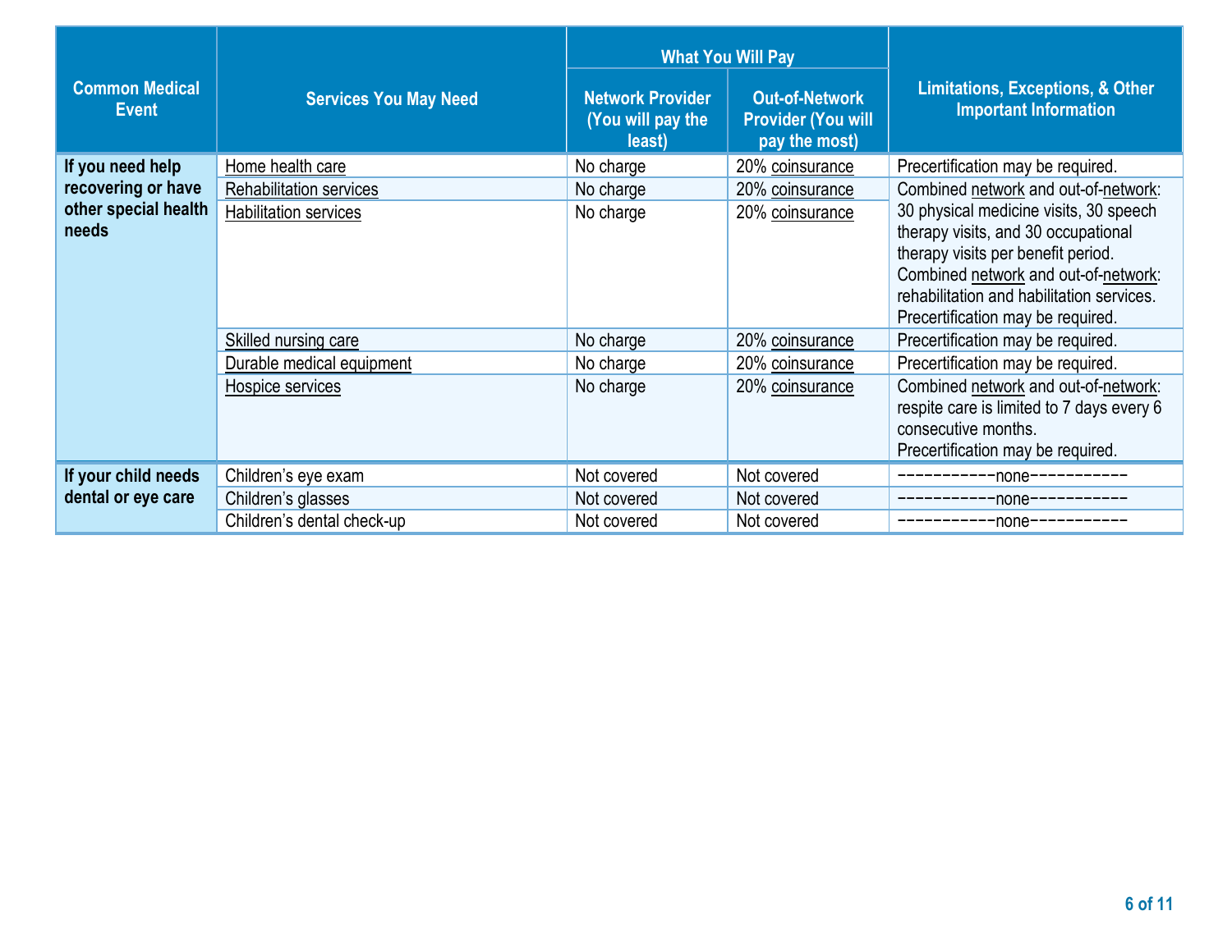| Common Medical Event | Services You May Need | What You Will Pay | | Limitations, Exceptions, & Other Important Information |
|---|---|---|---|---|
| | | Network Provider (You will pay the least) | Out-of-Network Provider (You will pay the most) | |
| If you need help recovering or have other special health needs | Home health care | No charge | 20% coinsurance | Precertification may be required. |
| | Rehabilitation services | No charge | 20% coinsurance | Combined network and out-of-network: 30 physical medicine visits, 30 speech therapy visits, and 30 occupational therapy visits per benefit period. Combined network and out-of-network: rehabilitation and habilitation services. Precertification may be required. |
| | Habilitation services | No charge | 20% coinsurance | |
| | Skilled nursing care | No charge | 20% coinsurance | Precertification may be required. |
| | Durable medical equipment | No charge | 20% coinsurance | Precertification may be required. |
| | Hospice services | No charge | 20% coinsurance | Combined network and out-of-network: respite care is limited to 7 days every 6 consecutive months. Precertification may be required. |
| If your child needs dental or eye care | Children's eye exam | Not covered | Not covered | -----------none----------- |
| | Children's glasses | Not covered | Not covered | -----------none----------- |
| | Children's dental check-up | Not covered | Not covered | -----------none----------- |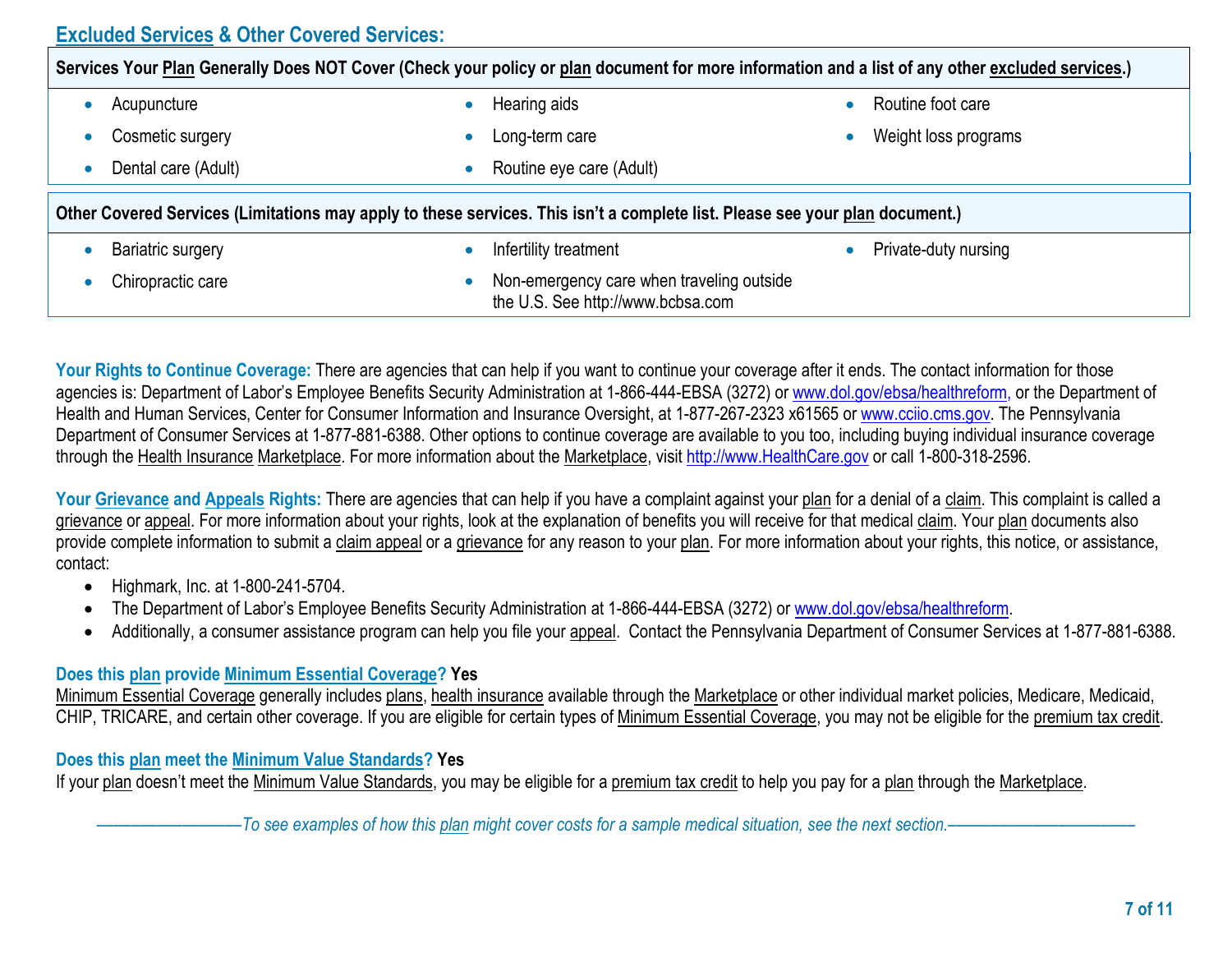## Excluded Services & Other Covered Services:

**Services Your Plan Generally Does NOT Cover (Check your policy or plan document for more information and a list of any other excluded services.)**

- Acupuncture
- Cosmetic surgery
- Dental care (Adult)
- Hearing aids
- Long-term care
- Routine eye care (Adult)
- Routine foot care
- Weight loss programs

**Other Covered Services (Limitations may apply to these services. This isn't a complete list. Please see your plan document.)**

- Bariatric surgery
- Chiropractic care
- Infertility treatment
- Non-emergency care when traveling outside the U.S. See http://www.bcbsa.com
- Private-duty nursing

**Your Rights to Continue Coverage:** There are agencies that can help if you want to continue your coverage after it ends. The contact information for those agencies is: Department of Labor's Employee Benefits Security Administration at 1-866-444-EBSA (3272) or www.dol.gov/ebsa/healthreform, or the Department of Health and Human Services, Center for Consumer Information and Insurance Oversight, at 1-877-267-2323 x61565 or www.cciio.cms.gov. The Pennsylvania Department of Consumer Services at 1-877-881-6388. Other options to continue coverage are available to you too, including buying individual insurance coverage through the Health Insurance Marketplace. For more information about the Marketplace, visit http://www.HealthCare.gov or call 1-800-318-2596.

**Your Grievance and Appeals Rights:** There are agencies that can help if you have a complaint against your plan for a denial of a claim. This complaint is called a grievance or appeal. For more information about your rights, look at the explanation of benefits you will receive for that medical claim. Your plan documents also provide complete information to submit a claim appeal or a grievance for any reason to your plan. For more information about your rights, this notice, or assistance, contact:

- Highmark, Inc. at 1-800-241-5704.
- The Department of Labor's Employee Benefits Security Administration at 1-866-444-EBSA (3272) or www.dol.gov/ebsa/healthreform.
- Additionally, a consumer assistance program can help you file your appeal. Contact the Pennsylvania Department of Consumer Services at 1-877-881-6388.

**Does this plan provide Minimum Essential Coverage? Yes**

Minimum Essential Coverage generally includes plans, health insurance available through the Marketplace or other individual market policies, Medicare, Medicaid, CHIP, TRICARE, and certain other coverage. If you are eligible for certain types of Minimum Essential Coverage, you may not be eligible for the premium tax credit.

**Does this plan meet the Minimum Value Standards? Yes**

If your plan doesn't meet the Minimum Value Standards, you may be eligible for a premium tax credit to help you pay for a plan through the Marketplace.

*——————————To see examples of how this plan might cover costs for a sample medical situation, see the next section.——————————*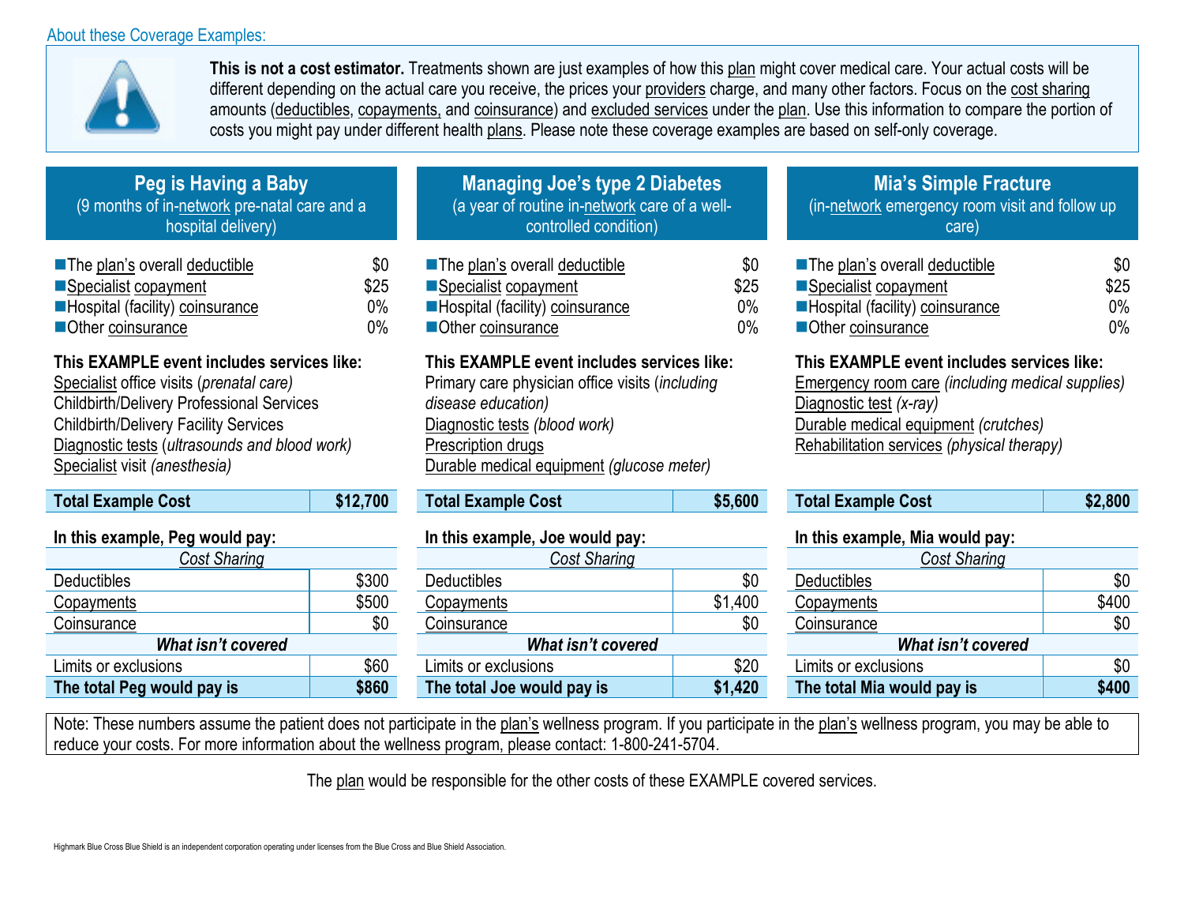About these Coverage Examples:

**This is not a cost estimator.** Treatments shown are just examples of how this plan might cover medical care. Your actual costs will be different depending on the actual care you receive, the prices your providers charge, and many other factors. Focus on the cost sharing amounts (deductibles, copayments, and coinsurance) and excluded services under the plan. Use this information to compare the portion of costs you might pay under different health plans. Please note these coverage examples are based on self-only coverage.

## Peg is Having a Baby
(9 months of in-network pre-natal care and a hospital delivery)

- The plan's overall deductible $0
- Specialist copayment $25
- Hospital (facility) coinsurance 0%
- Other coinsurance 0%

**This EXAMPLE event includes services like:**
Specialist office visits (*prenatal care)*
Childbirth/Delivery Professional Services
Childbirth/Delivery Facility Services
Diagnostic tests (*ultrasounds and blood work)*
Specialist visit *(anesthesia)*

| **Total Example Cost** | **$12,700** |
|---|---|

**In this example, Peg would pay:**

| *Cost Sharing* | |
|---|---|
| Deductibles | $300 |
| Copayments | $500 |
| Coinsurance | $0 |
| ***What isn't covered*** | |
| Limits or exclusions | $60 |
| **The total Peg would pay is** | **$860** |

## Managing Joe's type 2 Diabetes
(a year of routine in-network care of a well-controlled condition)

- The plan's overall deductible $0
- Specialist copayment $25
- Hospital (facility) coinsurance 0%
- Other coinsurance 0%

**This EXAMPLE event includes services like:**
Primary care physician office visits (*including disease education)*
Diagnostic tests *(blood work)*
Prescription drugs
Durable medical equipment *(glucose meter)*

| **Total Example Cost** | **$5,600** |
|---|---|

**In this example, Joe would pay:**

| *Cost Sharing* | |
|---|---|
| Deductibles | $0 |
| Copayments | $1,400 |
| Coinsurance | $0 |
| ***What isn't covered*** | |
| Limits or exclusions | $20 |
| **The total Joe would pay is** | **$1,420** |

## Mia's Simple Fracture
(in-network emergency room visit and follow up care)

- The plan's overall deductible $0
- Specialist copayment $25
- Hospital (facility) coinsurance 0%
- Other coinsurance 0%

**This EXAMPLE event includes services like:**
Emergency room care *(including medical supplies)*
Diagnostic test *(x-ray)*
Durable medical equipment *(crutches)*
Rehabilitation services *(physical therapy)*

| **Total Example Cost** | **$2,800** |
|---|---|

**In this example, Mia would pay:**

| *Cost Sharing* | |
|---|---|
| Deductibles | $0 |
| Copayments | $400 |
| Coinsurance | $0 |
| ***What isn't covered*** | |
| Limits or exclusions | $0 |
| **The total Mia would pay is** | **$400** |

Note: These numbers assume the patient does not participate in the plan's wellness program. If you participate in the plan's wellness program, you may be able to reduce your costs. For more information about the wellness program, please contact: 1-800-241-5704.

The plan would be responsible for the other costs of these EXAMPLE covered services.

Highmark Blue Cross Blue Shield is an independent corporation operating under licenses from the Blue Cross and Blue Shield Association.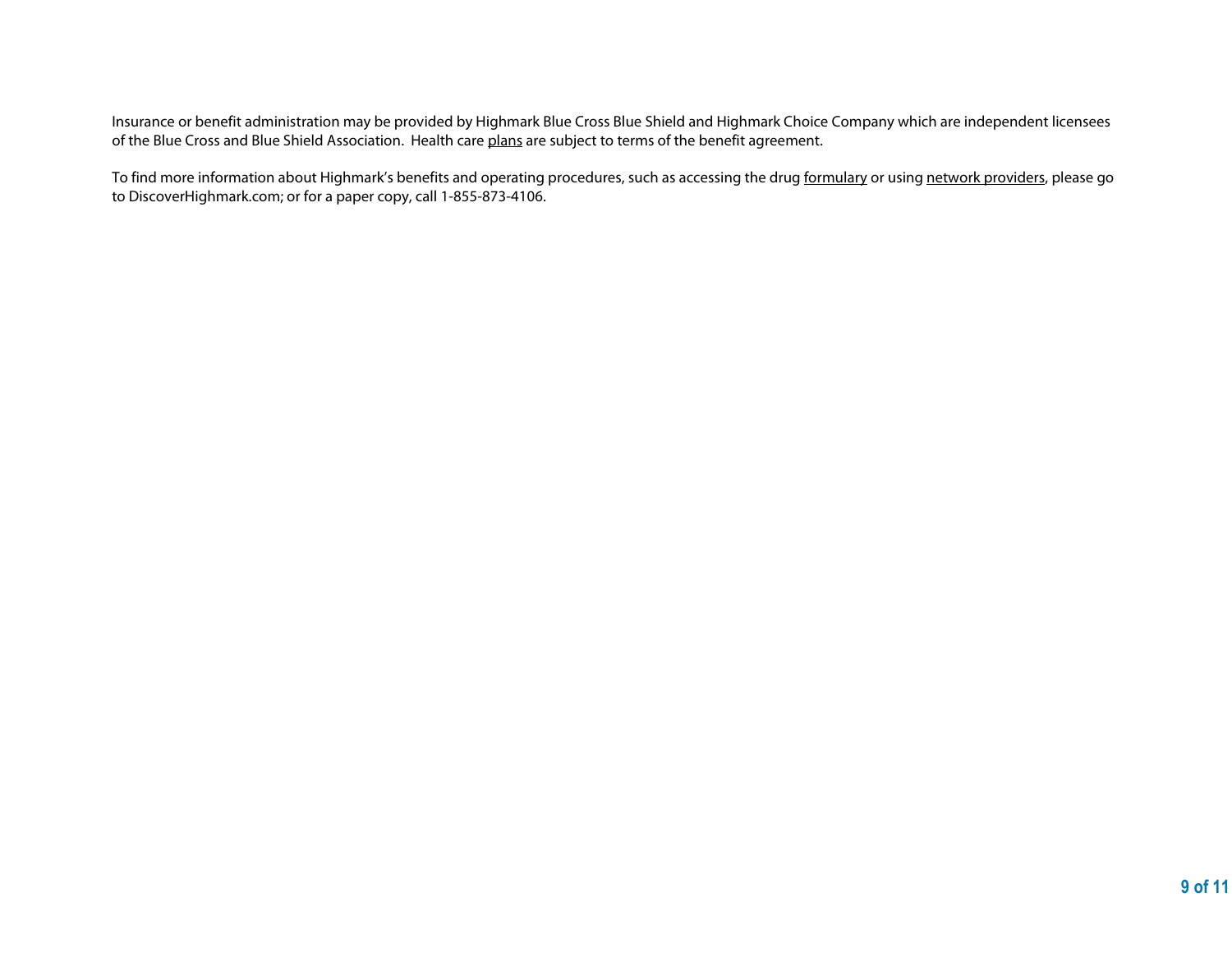Insurance or benefit administration may be provided by Highmark Blue Cross Blue Shield and Highmark Choice Company which are independent licensees of the Blue Cross and Blue Shield Association. Health care plans are subject to terms of the benefit agreement.

To find more information about Highmark's benefits and operating procedures, such as accessing the drug formulary or using network providers, please go to DiscoverHighmark.com; or for a paper copy, call 1-855-873-4106.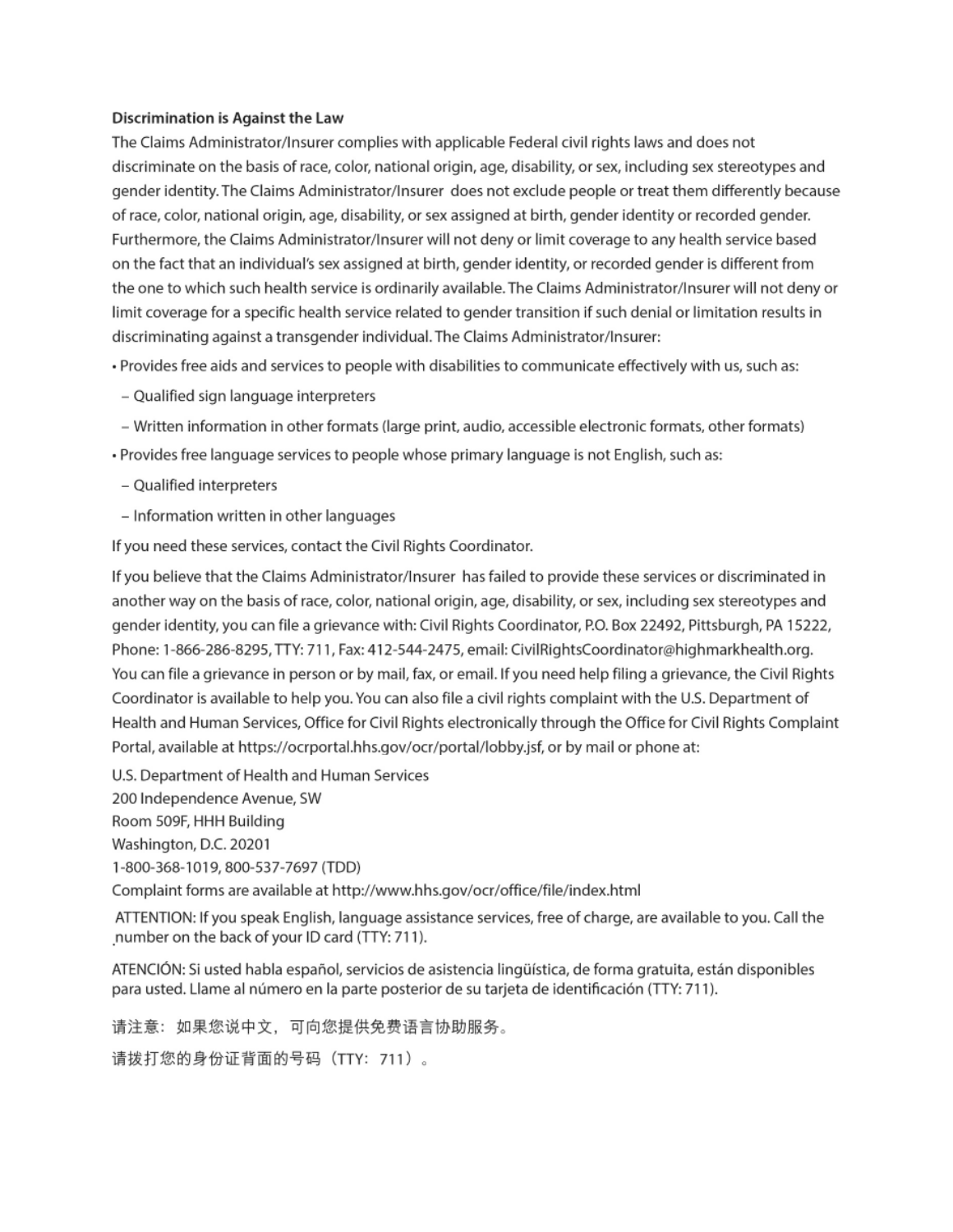**Discrimination is Against the Law**

The Claims Administrator/Insurer complies with applicable Federal civil rights laws and does not discriminate on the basis of race, color, national origin, age, disability, or sex, including sex stereotypes and gender identity. The Claims Administrator/Insurer does not exclude people or treat them differently because of race, color, national origin, age, disability, or sex assigned at birth, gender identity or recorded gender. Furthermore, the Claims Administrator/Insurer will not deny or limit coverage to any health service based on the fact that an individual's sex assigned at birth, gender identity, or recorded gender is different from the one to which such health service is ordinarily available. The Claims Administrator/Insurer will not deny or limit coverage for a specific health service related to gender transition if such denial or limitation results in discriminating against a transgender individual. The Claims Administrator/Insurer:

- Provides free aids and services to people with disabilities to communicate effectively with us, such as:
  - Qualified sign language interpreters
  - Written information in other formats (large print, audio, accessible electronic formats, other formats)
- Provides free language services to people whose primary language is not English, such as:
  - Qualified interpreters
  - Information written in other languages

If you need these services, contact the Civil Rights Coordinator.

If you believe that the Claims Administrator/Insurer has failed to provide these services or discriminated in another way on the basis of race, color, national origin, age, disability, or sex, including sex stereotypes and gender identity, you can file a grievance with: Civil Rights Coordinator, P.O. Box 22492, Pittsburgh, PA 15222, Phone: 1-866-286-8295, TTY: 711, Fax: 412-544-2475, email: CivilRightsCoordinator@highmarkhealth.org. You can file a grievance in person or by mail, fax, or email. If you need help filing a grievance, the Civil Rights Coordinator is available to help you. You can also file a civil rights complaint with the U.S. Department of Health and Human Services, Office for Civil Rights electronically through the Office for Civil Rights Complaint Portal, available at https://ocrportal.hhs.gov/ocr/portal/lobby.jsf, or by mail or phone at:

U.S. Department of Health and Human Services
200 Independence Avenue, SW
Room 509F, HHH Building
Washington, D.C. 20201
1-800-368-1019, 800-537-7697 (TDD)
Complaint forms are available at http://www.hhs.gov/ocr/office/file/index.html

ATTENTION: If you speak English, language assistance services, free of charge, are available to you. Call the number on the back of your ID card (TTY: 711).

ATENCIÓN: Si usted habla español, servicios de asistencia lingüística, de forma gratuita, están disponibles para usted. Llame al número en la parte posterior de su tarjeta de identificación (TTY: 711).

请注意：如果您说中文，可向您提供免费语言协助服务。

请拔打您的身份证背面的号码（TTY：711）。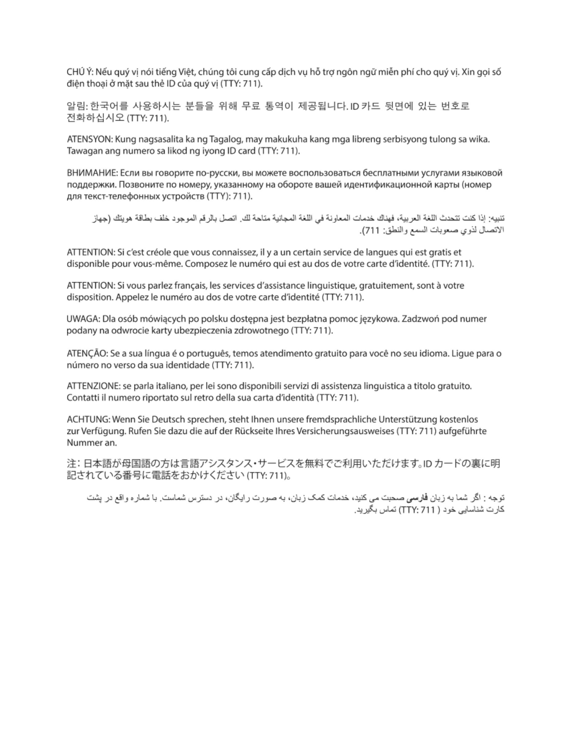CHÚ Ý: Nếu quý vị nói tiếng Việt, chúng tôi cung cấp dịch vụ hỗ trợ ngôn ngữ miễn phí cho quý vị. Xin gọi số điện thoại ở mặt sau thẻ ID của quý vị (TTY: 711).

알림: 한국어를 사용하시는 분들을 위해 무료 통역이 제공됩니다. ID 카드 뒷면에 있는 번호로 전화하십시오 (TTY: 711).

ATENSYON: Kung nagsasalita ka ng Tagalog, may makukuha kang mga libreng serbisyong tulong sa wika. Tawagan ang numero sa likod ng iyong ID card (TTY: 711).

ВНИМАНИЕ: Если вы говорите по-русски, вы можете воспользоваться бесплатными услугами языковой поддержки. Позвоните по номеру, указанному на обороте вашей идентификационной карты (номер для текст-телефонных устройств (TTY): 711).

تنبيه: إذا كنت تتحدث اللغة العربية، فهناك خدمات المعاونة في اللغة المجانية متاحة لك. اتصل بالرقم الموجود خلف بطاقة هويتك (جهاز الاتصال لذوي صعوبات السمع والنطق: 711).

ATTENTION: Si c'est créole que vous connaissez, il y a un certain service de langues qui est gratis et disponible pour vous-même. Composez le numéro qui est au dos de votre carte d'identité. (TTY: 711).

ATTENTION: Si vous parlez français, les services d'assistance linguistique, gratuitement, sont à votre disposition. Appelez le numéro au dos de votre carte d'identité (TTY: 711).

UWAGA: Dla osób mówiących po polsku dostępna jest bezpłatna pomoc językowa. Zadzwoń pod numer podany na odwrocie karty ubezpieczenia zdrowotnego (TTY: 711).

ATENÇÃO: Se a sua língua é o português, temos atendimento gratuito para você no seu idioma. Ligue para o número no verso da sua identidade (TTY: 711).

ATTENZIONE: se parla italiano, per lei sono disponibili servizi di assistenza linguistica a titolo gratuito. Contatti il numero riportato sul retro della sua carta d'identità (TTY: 711).

ACHTUNG: Wenn Sie Deutsch sprechen, steht Ihnen unsere fremdsprachliche Unterstützung kostenlos zur Verfügung. Rufen Sie dazu die auf der Rückseite Ihres Versicherungsausweises (TTY: 711) aufgeführte Nummer an.

注：日本語が母国語の方は言語アシスタンス・サービスを無料でご利用いただけます。ID カードの裏に明記されている番号に電話をおかけください (TTY: 711)。

توجه : اگر شما به زبان **فارسی** صحبت می کنید، خدمات کمک زبان، به صورت رایگان، در دسترس شماست. با شماره واقع در پشت کارت شناسایی خود ( TTY: 711) تماس بگیرید.